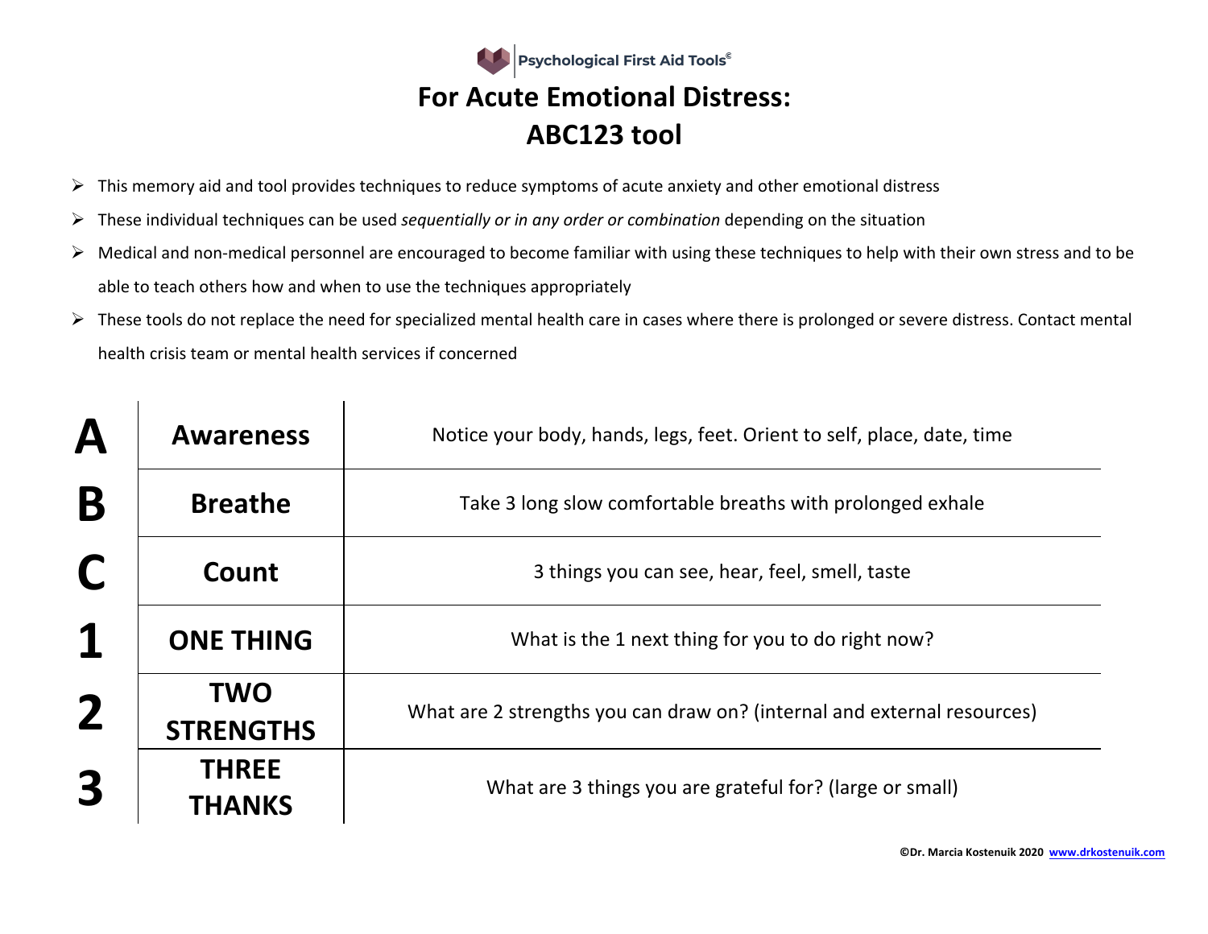Psychological First Aid Tools©

# For Acute Emotional Distress: ABC123 tool

- This memory aid and tool provides techniques to reduce symptoms of acute anxiety and other emotional distress
- These individual techniques can be used *sequentially or in any order or combination* depending on the situation
- Medical and non-medical personnel are encouraged to become familiar with using these techniques to help with their own stress and to be able to teach others how and when to use the techniques appropriately
- These tools do not replace the need for specialized mental health care in cases where there is prolonged or severe distress. Contact mental health crisis team or mental health services if concerned

| | | |
|---|---|---|
| **A** | **Awareness** | Notice your body, hands, legs, feet. Orient to self, place, date, time |
| **B** | **Breathe** | Take 3 long slow comfortable breaths with prolonged exhale |
| **C** | **Count** | 3 things you can see, hear, feel, smell, taste |
| **1** | **ONE THING** | What is the 1 next thing for you to do right now? |
| **2** | **TWO STRENGTHS** | What are 2 strengths you can draw on? (internal and external resources) |
| **3** | **THREE THANKS** | What are 3 things you are grateful for? (large or small) |

©Dr. Marcia Kostenuik 2020 www.drkostenuik.com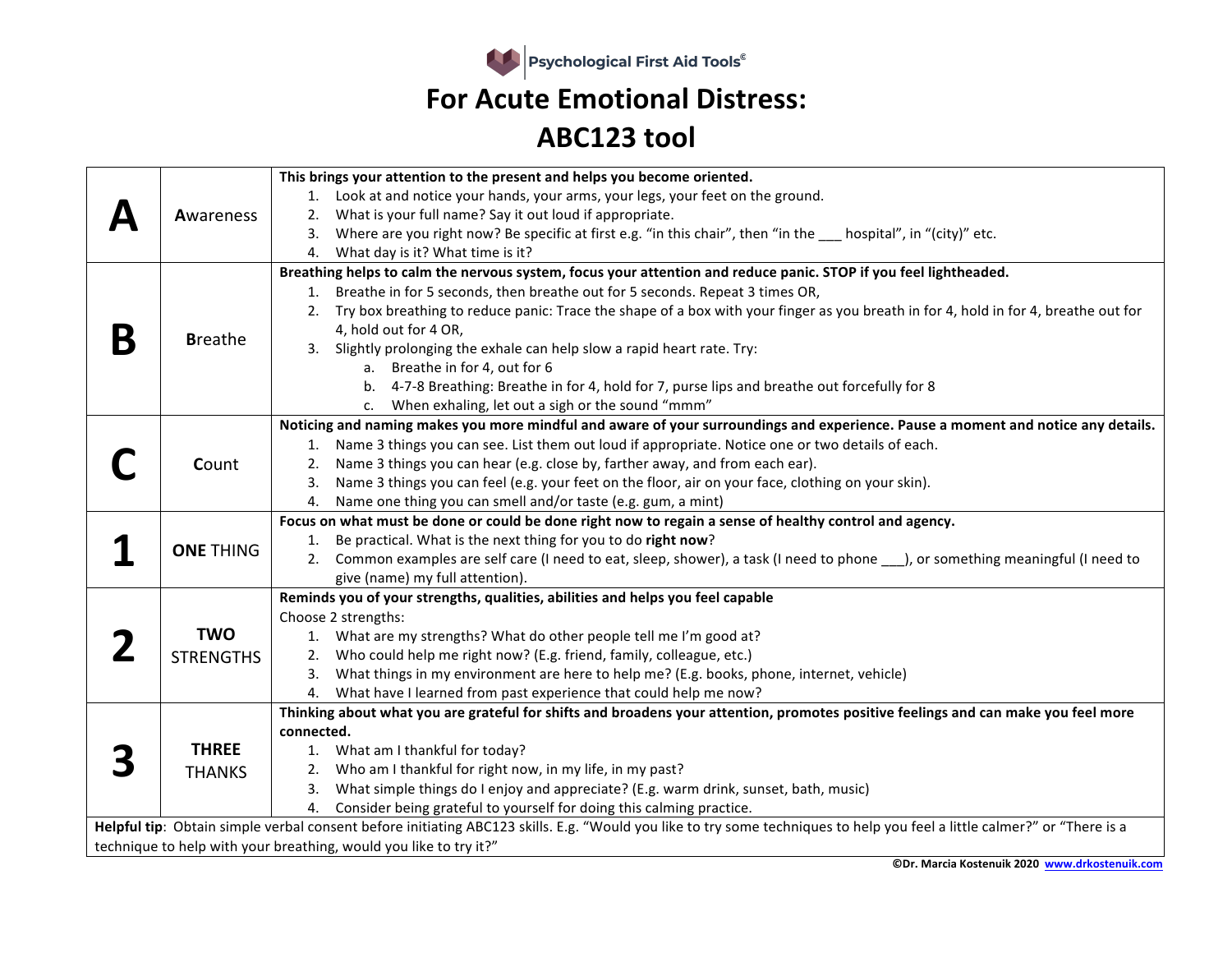Psychological First Aid Tools©

# For Acute Emotional Distress: ABC123 tool

| | | |
|---|---|---|
| **A** | **A**wareness | **This brings your attention to the present and helps you become oriented.**<br>1. Look at and notice your hands, your arms, your legs, your feet on the ground.<br>2. What is your full name? Say it out loud if appropriate.<br>3. Where are you right now? Be specific at first e.g. "in this chair", then "in the ___ hospital", in "(city)" etc.<br>4. What day is it? What time is it? |
| **B** | **B**reathe | **Breathing helps to calm the nervous system, focus your attention and reduce panic. STOP if you feel lightheaded.**<br>1. Breathe in for 5 seconds, then breathe out for 5 seconds. Repeat 3 times OR,<br>2. Try box breathing to reduce panic: Trace the shape of a box with your finger as you breath in for 4, hold in for 4, breathe out for 4, hold out for 4 OR,<br>3. Slightly prolonging the exhale can help slow a rapid heart rate. Try:<br>a. Breathe in for 4, out for 6<br>b. 4-7-8 Breathing: Breathe in for 4, hold for 7, purse lips and breathe out forcefully for 8<br>c. When exhaling, let out a sigh or the sound "mmm" |
| **C** | **C**ount | **Noticing and naming makes you more mindful and aware of your surroundings and experience. Pause a moment and notice any details.**<br>1. Name 3 things you can see. List them out loud if appropriate. Notice one or two details of each.<br>2. Name 3 things you can hear (e.g. close by, farther away, and from each ear).<br>3. Name 3 things you can feel (e.g. your feet on the floor, air on your face, clothing on your skin).<br>4. Name one thing you can smell and/or taste (e.g. gum, a mint) |
| **1** | **ONE** THING | **Focus on what must be done or could be done right now to regain a sense of healthy control and agency.**<br>1. Be practical. What is the next thing for you to do **right now**?<br>2. Common examples are self care (I need to eat, sleep, shower), a task (I need to phone ___), or something meaningful (I need to give (name) my full attention). |
| **2** | **TWO** STRENGTHS | **Reminds you of your strengths, qualities, abilities and helps you feel capable**<br>Choose 2 strengths:<br>1. What are my strengths? What do other people tell me I'm good at?<br>2. Who could help me right now? (E.g. friend, family, colleague, etc.)<br>3. What things in my environment are here to help me? (E.g. books, phone, internet, vehicle)<br>4. What have I learned from past experience that could help me now? |
| **3** | **THREE** THANKS | **Thinking about what you are grateful for shifts and broadens your attention, promotes positive feelings and can make you feel more connected.**<br>1. What am I thankful for today?<br>2. Who am I thankful for right now, in my life, in my past?<br>3. What simple things do I enjoy and appreciate? (E.g. warm drink, sunset, bath, music)<br>4. Consider being grateful to yourself for doing this calming practice. |

**Helpful tip**: Obtain simple verbal consent before initiating ABC123 skills. E.g. "Would you like to try some techniques to help you feel a little calmer?" or "There is a technique to help with your breathing, would you like to try it?"

©Dr. Marcia Kostenuik 2020 www.drkostenuik.com